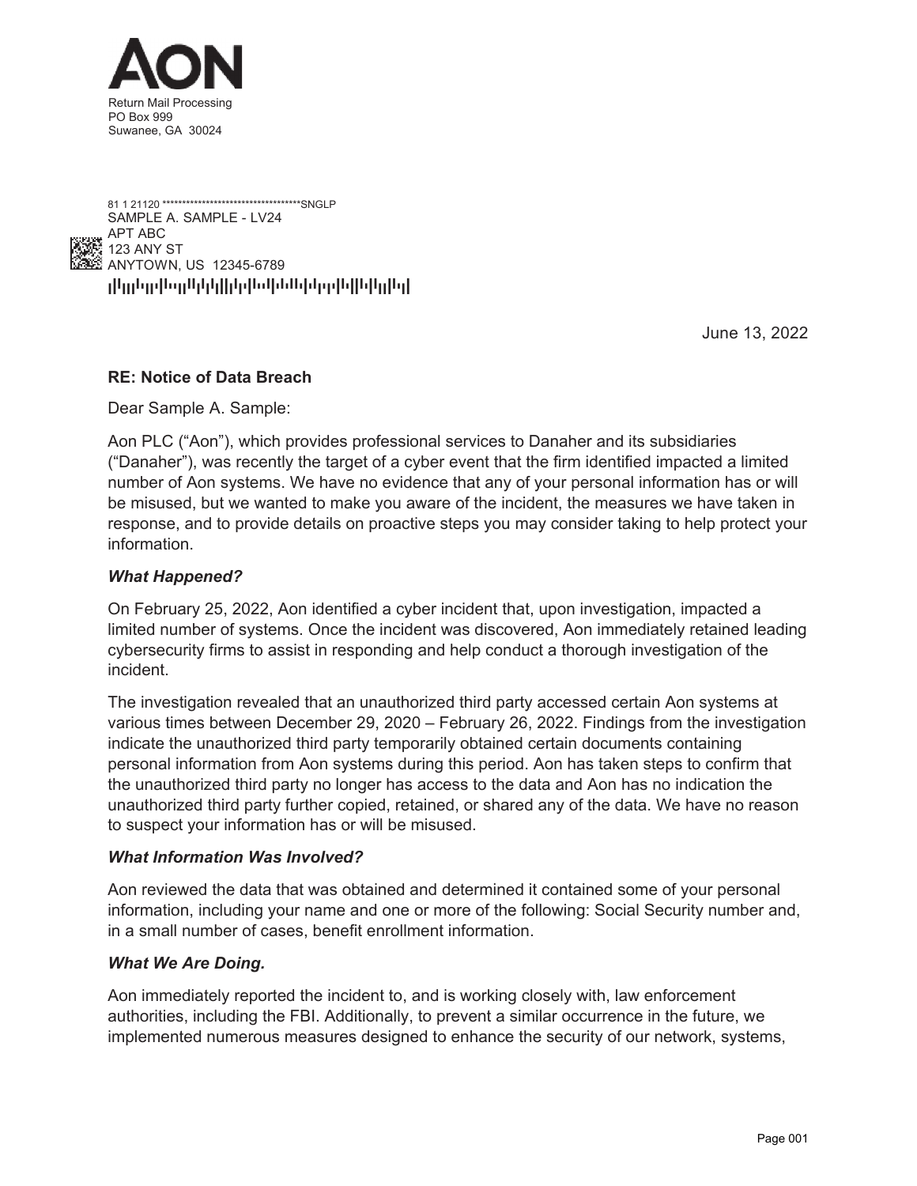AON

Return Mail Processing
PO Box 999
Suwanee, GA 30024

81 1 21120 ************************************SNGLP
SAMPLE A. SAMPLE - LV24
APT ABC
123 ANY ST
ANYTOWN, US 12345-6789

June 13, 2022

**RE: Notice of Data Breach**

Dear Sample A. Sample:

Aon PLC ("Aon"), which provides professional services to Danaher and its subsidiaries ("Danaher"), was recently the target of a cyber event that the firm identified impacted a limited number of Aon systems. We have no evidence that any of your personal information has or will be misused, but we wanted to make you aware of the incident, the measures we have taken in response, and to provide details on proactive steps you may consider taking to help protect your information.

***What Happened?***

On February 25, 2022, Aon identified a cyber incident that, upon investigation, impacted a limited number of systems. Once the incident was discovered, Aon immediately retained leading cybersecurity firms to assist in responding and help conduct a thorough investigation of the incident.

The investigation revealed that an unauthorized third party accessed certain Aon systems at various times between December 29, 2020 – February 26, 2022. Findings from the investigation indicate the unauthorized third party temporarily obtained certain documents containing personal information from Aon systems during this period. Aon has taken steps to confirm that the unauthorized third party no longer has access to the data and Aon has no indication the unauthorized third party further copied, retained, or shared any of the data. We have no reason to suspect your information has or will be misused.

***What Information Was Involved?***

Aon reviewed the data that was obtained and determined it contained some of your personal information, including your name and one or more of the following: Social Security number and, in a small number of cases, benefit enrollment information.

***What We Are Doing.***

Aon immediately reported the incident to, and is working closely with, law enforcement authorities, including the FBI. Additionally, to prevent a similar occurrence in the future, we implemented numerous measures designed to enhance the security of our network, systems,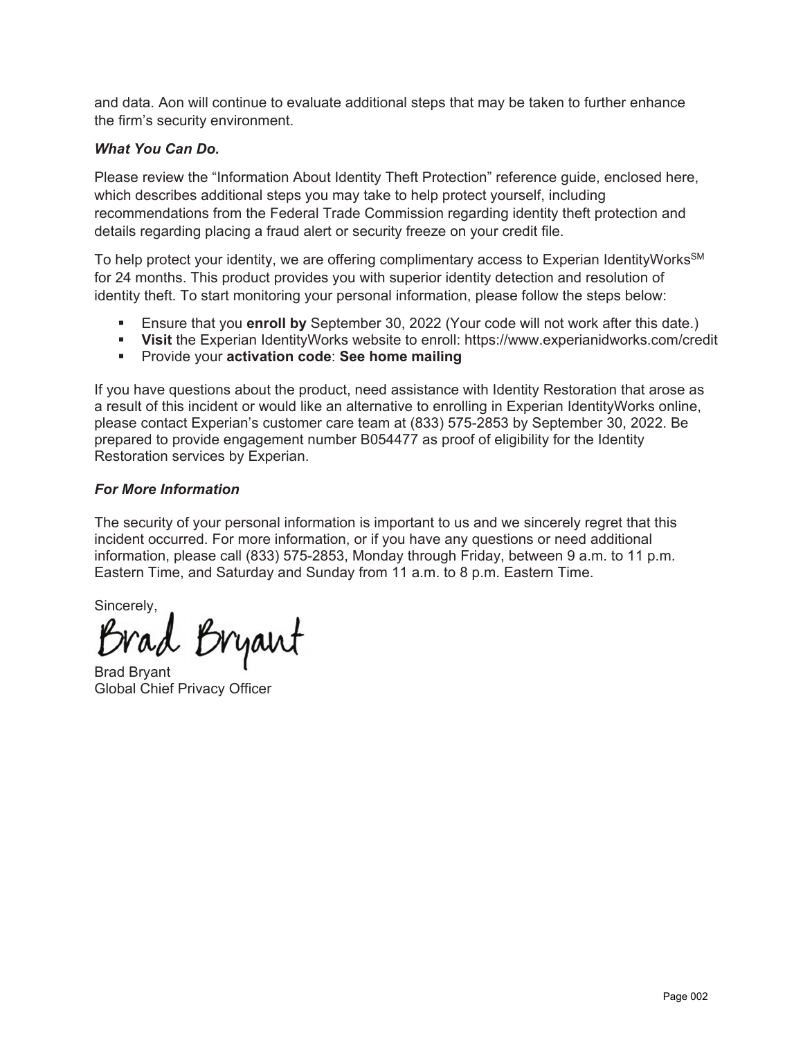and data. Aon will continue to evaluate additional steps that may be taken to further enhance the firm's security environment.

***What You Can Do.***

Please review the "Information About Identity Theft Protection" reference guide, enclosed here, which describes additional steps you may take to help protect yourself, including recommendations from the Federal Trade Commission regarding identity theft protection and details regarding placing a fraud alert or security freeze on your credit file.

To help protect your identity, we are offering complimentary access to Experian IdentityWorks[SM] for 24 months. This product provides you with superior identity detection and resolution of identity theft. To start monitoring your personal information, please follow the steps below:

- Ensure that you **enroll by** September 30, 2022 (Your code will not work after this date.)
- **Visit** the Experian IdentityWorks website to enroll: https://www.experianidworks.com/credit
- Provide your **activation code**: **See home mailing**

If you have questions about the product, need assistance with Identity Restoration that arose as a result of this incident or would like an alternative to enrolling in Experian IdentityWorks online, please contact Experian's customer care team at (833) 575-2853 by September 30, 2022. Be prepared to provide engagement number B054477 as proof of eligibility for the Identity Restoration services by Experian.

***For More Information***

The security of your personal information is important to us and we sincerely regret that this incident occurred. For more information, or if you have any questions or need additional information, please call (833) 575-2853, Monday through Friday, between 9 a.m. to 11 p.m. Eastern Time, and Saturday and Sunday from 11 a.m. to 8 p.m. Eastern Time.

Sincerely,

Brad Bryant

Brad Bryant
Global Chief Privacy Officer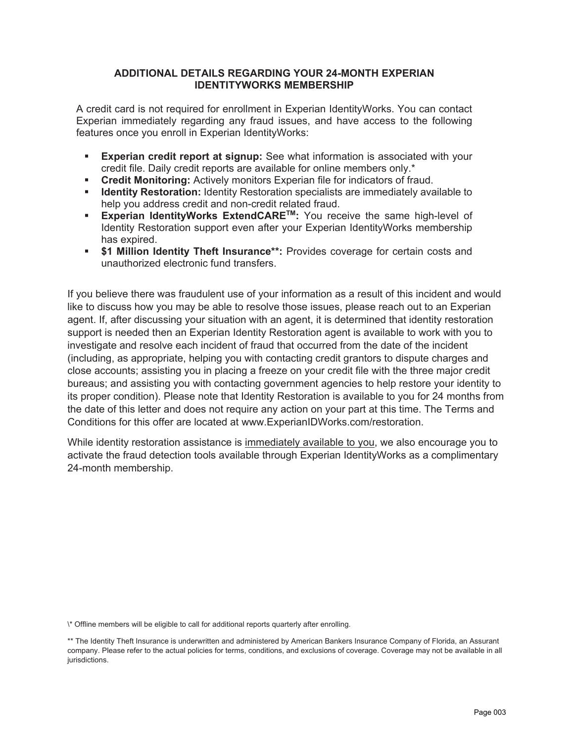## ADDITIONAL DETAILS REGARDING YOUR 24-MONTH EXPERIAN IDENTITYWORKS MEMBERSHIP

A credit card is not required for enrollment in Experian IdentityWorks. You can contact Experian immediately regarding any fraud issues, and have access to the following features once you enroll in Experian IdentityWorks:

- **Experian credit report at signup:** See what information is associated with your credit file. Daily credit reports are available for online members only.*
- **Credit Monitoring:** Actively monitors Experian file for indicators of fraud.
- **Identity Restoration:** Identity Restoration specialists are immediately available to help you address credit and non-credit related fraud.
- **Experian IdentityWorks ExtendCARE™:** You receive the same high-level of Identity Restoration support even after your Experian IdentityWorks membership has expired.
- **$1 Million Identity Theft Insurance**:** Provides coverage for certain costs and unauthorized electronic fund transfers.

If you believe there was fraudulent use of your information as a result of this incident and would like to discuss how you may be able to resolve those issues, please reach out to an Experian agent. If, after discussing your situation with an agent, it is determined that identity restoration support is needed then an Experian Identity Restoration agent is available to work with you to investigate and resolve each incident of fraud that occurred from the date of the incident (including, as appropriate, helping you with contacting credit grantors to dispute charges and close accounts; assisting you in placing a freeze on your credit file with the three major credit bureaus; and assisting you with contacting government agencies to help restore your identity to its proper condition). Please note that Identity Restoration is available to you for 24 months from the date of this letter and does not require any action on your part at this time. The Terms and Conditions for this offer are located at www.ExperianIDWorks.com/restoration.

While identity restoration assistance is <u>immediately available to you</u>, we also encourage you to activate the fraud detection tools available through Experian IdentityWorks as a complimentary 24-month membership.

* Offline members will be eligible to call for additional reports quarterly after enrolling.

** The Identity Theft Insurance is underwritten and administered by American Bankers Insurance Company of Florida, an Assurant company. Please refer to the actual policies for terms, conditions, and exclusions of coverage. Coverage may not be available in all jurisdictions.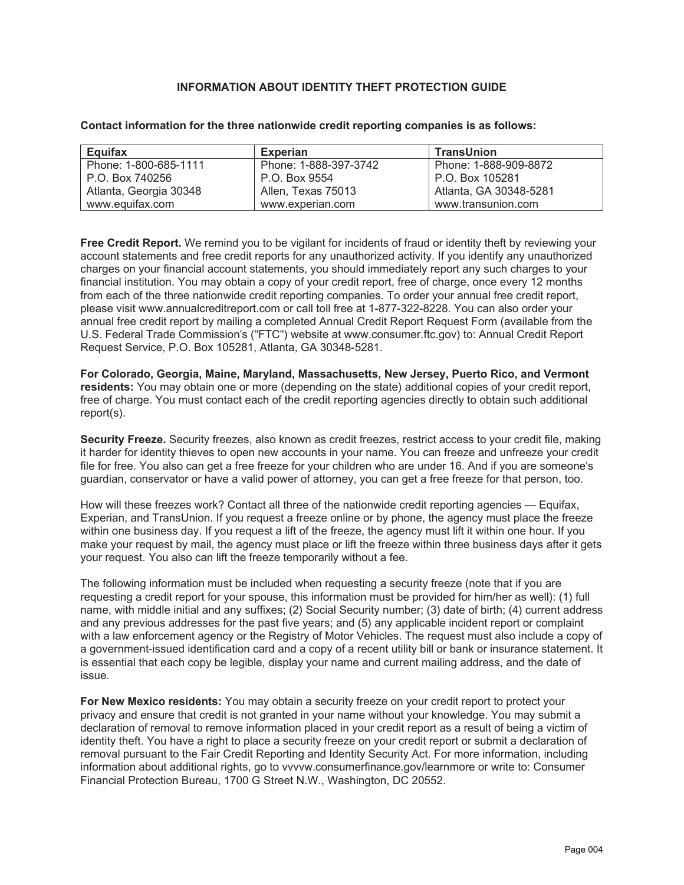# INFORMATION ABOUT IDENTITY THEFT PROTECTION GUIDE

**Contact information for the three nationwide credit reporting companies is as follows:**

| Equifax | Experian | TransUnion |
|---|---|---|
| Phone: 1-800-685-1111<br>P.O. Box 740256<br>Atlanta, Georgia 30348<br>www.equifax.com | Phone: 1-888-397-3742<br>P.O. Box 9554<br>Allen, Texas 75013<br>www.experian.com | Phone: 1-888-909-8872<br>P.O. Box 105281<br>Atlanta, GA 30348-5281<br>www.transunion.com |

**Free Credit Report.** We remind you to be vigilant for incidents of fraud or identity theft by reviewing your account statements and free credit reports for any unauthorized activity. If you identify any unauthorized charges on your financial account statements, you should immediately report any such charges to your financial institution. You may obtain a copy of your credit report, free of charge, once every 12 months from each of the three nationwide credit reporting companies. To order your annual free credit report, please visit www.annualcreditreport.com or call toll free at 1-877-322-8228. You can also order your annual free credit report by mailing a completed Annual Credit Report Request Form (available from the U.S. Federal Trade Commission's ("FTC") website at www.consumer.ftc.gov) to: Annual Credit Report Request Service, P.O. Box 105281, Atlanta, GA 30348-5281.

**For Colorado, Georgia, Maine, Maryland, Massachusetts, New Jersey, Puerto Rico, and Vermont residents:** You may obtain one or more (depending on the state) additional copies of your credit report, free of charge. You must contact each of the credit reporting agencies directly to obtain such additional report(s).

**Security Freeze.** Security freezes, also known as credit freezes, restrict access to your credit file, making it harder for identity thieves to open new accounts in your name. You can freeze and unfreeze your credit file for free. You also can get a free freeze for your children who are under 16. And if you are someone's guardian, conservator or have a valid power of attorney, you can get a free freeze for that person, too.

How will these freezes work? Contact all three of the nationwide credit reporting agencies — Equifax, Experian, and TransUnion. If you request a freeze online or by phone, the agency must place the freeze within one business day. If you request a lift of the freeze, the agency must lift it within one hour. If you make your request by mail, the agency must place or lift the freeze within three business days after it gets your request. You also can lift the freeze temporarily without a fee.

The following information must be included when requesting a security freeze (note that if you are requesting a credit report for your spouse, this information must be provided for him/her as well): (1) full name, with middle initial and any suffixes; (2) Social Security number; (3) date of birth; (4) current address and any previous addresses for the past five years; and (5) any applicable incident report or complaint with a law enforcement agency or the Registry of Motor Vehicles. The request must also include a copy of a government-issued identification card and a copy of a recent utility bill or bank or insurance statement. It is essential that each copy be legible, display your name and current mailing address, and the date of issue.

**For New Mexico residents:** You may obtain a security freeze on your credit report to protect your privacy and ensure that credit is not granted in your name without your knowledge. You may submit a declaration of removal to remove information placed in your credit report as a result of being a victim of identity theft. You have a right to place a security freeze on your credit report or submit a declaration of removal pursuant to the Fair Credit Reporting and Identity Security Act. For more information, including information about additional rights, go to vvvvw.consumerfinance.gov/learnmore or write to: Consumer Financial Protection Bureau, 1700 G Street N.W., Washington, DC 20552.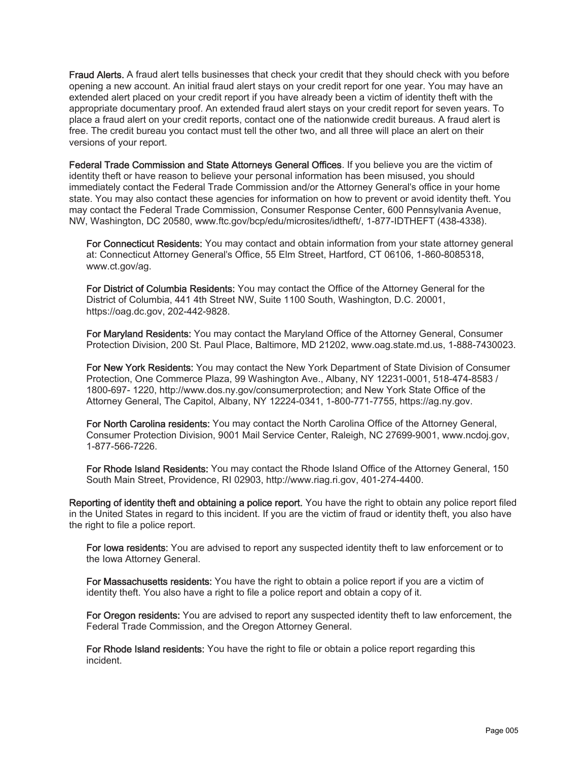**Fraud Alerts.** A fraud alert tells businesses that check your credit that they should check with you before opening a new account. An initial fraud alert stays on your credit report for one year. You may have an extended alert placed on your credit report if you have already been a victim of identity theft with the appropriate documentary proof. An extended fraud alert stays on your credit report for seven years. To place a fraud alert on your credit reports, contact one of the nationwide credit bureaus. A fraud alert is free. The credit bureau you contact must tell the other two, and all three will place an alert on their versions of your report.

**Federal Trade Commission and State Attorneys General Offices**. If you believe you are the victim of identity theft or have reason to believe your personal information has been misused, you should immediately contact the Federal Trade Commission and/or the Attorney General's office in your home state. You may also contact these agencies for information on how to prevent or avoid identity theft. You may contact the Federal Trade Commission, Consumer Response Center, 600 Pennsylvania Avenue, NW, Washington, DC 20580, www.ftc.gov/bcp/edu/microsites/idtheft/, 1-877-IDTHEFT (438-4338).

**For Connecticut Residents:** You may contact and obtain information from your state attorney general at: Connecticut Attorney General's Office, 55 Elm Street, Hartford, CT 06106, 1-860-8085318, www.ct.gov/ag.

**For District of Columbia Residents:** You may contact the Office of the Attorney General for the District of Columbia, 441 4th Street NW, Suite 1100 South, Washington, D.C. 20001, https://oag.dc.gov, 202-442-9828.

**For Maryland Residents:** You may contact the Maryland Office of the Attorney General, Consumer Protection Division, 200 St. Paul Place, Baltimore, MD 21202, www.oag.state.md.us, 1-888-7430023.

**For New York Residents:** You may contact the New York Department of State Division of Consumer Protection, One Commerce Plaza, 99 Washington Ave., Albany, NY 12231-0001, 518-474-8583 / 1800-697- 1220, http://www.dos.ny.gov/consumerprotection; and New York State Office of the Attorney General, The Capitol, Albany, NY 12224-0341, 1-800-771-7755, https://ag.ny.gov.

**For North Carolina residents:** You may contact the North Carolina Office of the Attorney General, Consumer Protection Division, 9001 Mail Service Center, Raleigh, NC 27699-9001, www.ncdoj.gov, 1-877-566-7226.

**For Rhode Island Residents:** You may contact the Rhode Island Office of the Attorney General, 150 South Main Street, Providence, RI 02903, http://www.riag.ri.gov, 401-274-4400.

**Reporting of identity theft and obtaining a police report.** You have the right to obtain any police report filed in the United States in regard to this incident. If you are the victim of fraud or identity theft, you also have the right to file a police report.

**For Iowa residents:** You are advised to report any suspected identity theft to law enforcement or to the Iowa Attorney General.

**For Massachusetts residents:** You have the right to obtain a police report if you are a victim of identity theft. You also have a right to file a police report and obtain a copy of it.

**For Oregon residents:** You are advised to report any suspected identity theft to law enforcement, the Federal Trade Commission, and the Oregon Attorney General.

**For Rhode Island residents:** You have the right to file or obtain a police report regarding this incident.